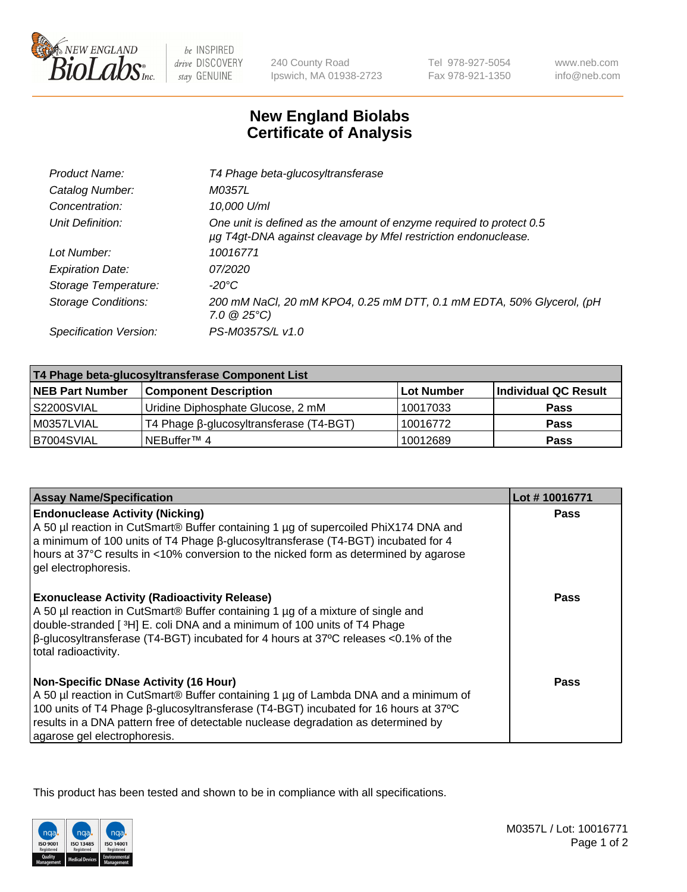New England BioLabs Inc. — be INSPIRED drive DISCOVERY stay GENUINE

240 County Road
Ipswich, MA 01938-2723

Tel 978-927-5054
Fax 978-921-1350

www.neb.com
info@neb.com

# New England Biolabs Certificate of Analysis

| | |
|---|---|
| *Product Name:* | *T4 Phage beta-glucosyltransferase* |
| *Catalog Number:* | *M0357L* |
| *Concentration:* | *10,000 U/ml* |
| *Unit Definition:* | *One unit is defined as the amount of enzyme required to protect 0.5 µg T4gt-DNA against cleavage by MfeI restriction endonuclease.* |
| *Lot Number:* | *10016771* |
| *Expiration Date:* | *07/2020* |
| *Storage Temperature:* | *-20°C* |
| *Storage Conditions:* | *200 mM NaCl, 20 mM KPO4, 0.25 mM DTT, 0.1 mM EDTA, 50% Glycerol, (pH 7.0 @ 25°C)* |
| *Specification Version:* | *PS-M0357S/L v1.0* |

| T4 Phage beta-glucosyltransferase Component List | | | |
|---|---|---|---|
| **NEB Part Number** | **Component Description** | **Lot Number** | **Individual QC Result** |
| S2200SVIAL | Uridine Diphosphate Glucose, 2 mM | 10017033 | **Pass** |
| M0357LVIAL | T4 Phage β-glucosyltransferase (T4-BGT) | 10016772 | **Pass** |
| B7004SVIAL | NEBuffer™ 4 | 10012689 | **Pass** |

| Assay Name/Specification | Lot # 10016771 |
|---|---|
| **Endonuclease Activity (Nicking)**<br>A 50 µl reaction in CutSmart® Buffer containing 1 µg of supercoiled PhiX174 DNA and a minimum of 100 units of T4 Phage β-glucosyltransferase (T4-BGT) incubated for 4 hours at 37°C results in <10% conversion to the nicked form as determined by agarose gel electrophoresis. | **Pass** |
| **Exonuclease Activity (Radioactivity Release)**<br>A 50 µl reaction in CutSmart® Buffer containing 1 µg of a mixture of single and double-stranded [ $^{3}$H] E. coli DNA and a minimum of 100 units of T4 Phage β-glucosyltransferase (T4-BGT) incubated for 4 hours at 37ºC releases <0.1% of the total radioactivity. | **Pass** |
| **Non-Specific DNase Activity (16 Hour)**<br>A 50 µl reaction in CutSmart® Buffer containing 1 µg of Lambda DNA and a minimum of 100 units of T4 Phage β-glucosyltransferase (T4-BGT) incubated for 16 hours at 37ºC results in a DNA pattern free of detectable nuclease degradation as determined by agarose gel electrophoresis. | **Pass** |

This product has been tested and shown to be in compliance with all specifications.

M0357L / Lot: 10016771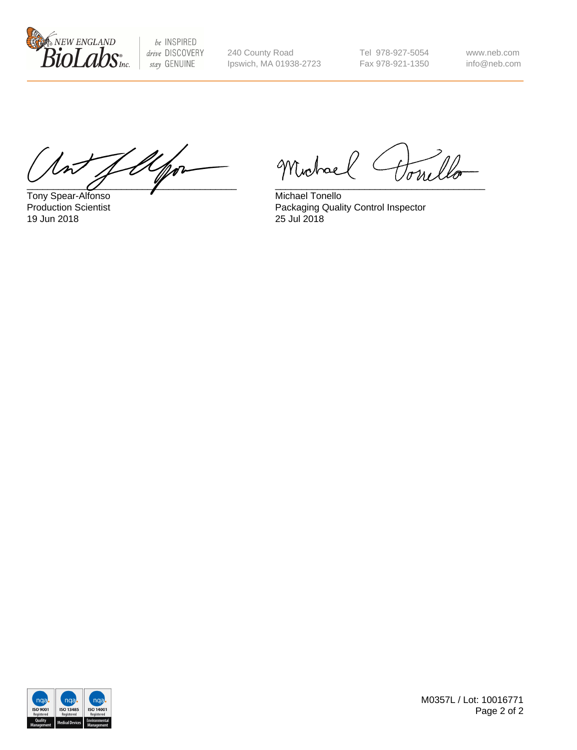Tony Spear-Alfonso
Production Scientist
19 Jun 2018

Michael Tonello
Packaging Quality Control Inspector
25 Jul 2018

M0357L / Lot: 10016771